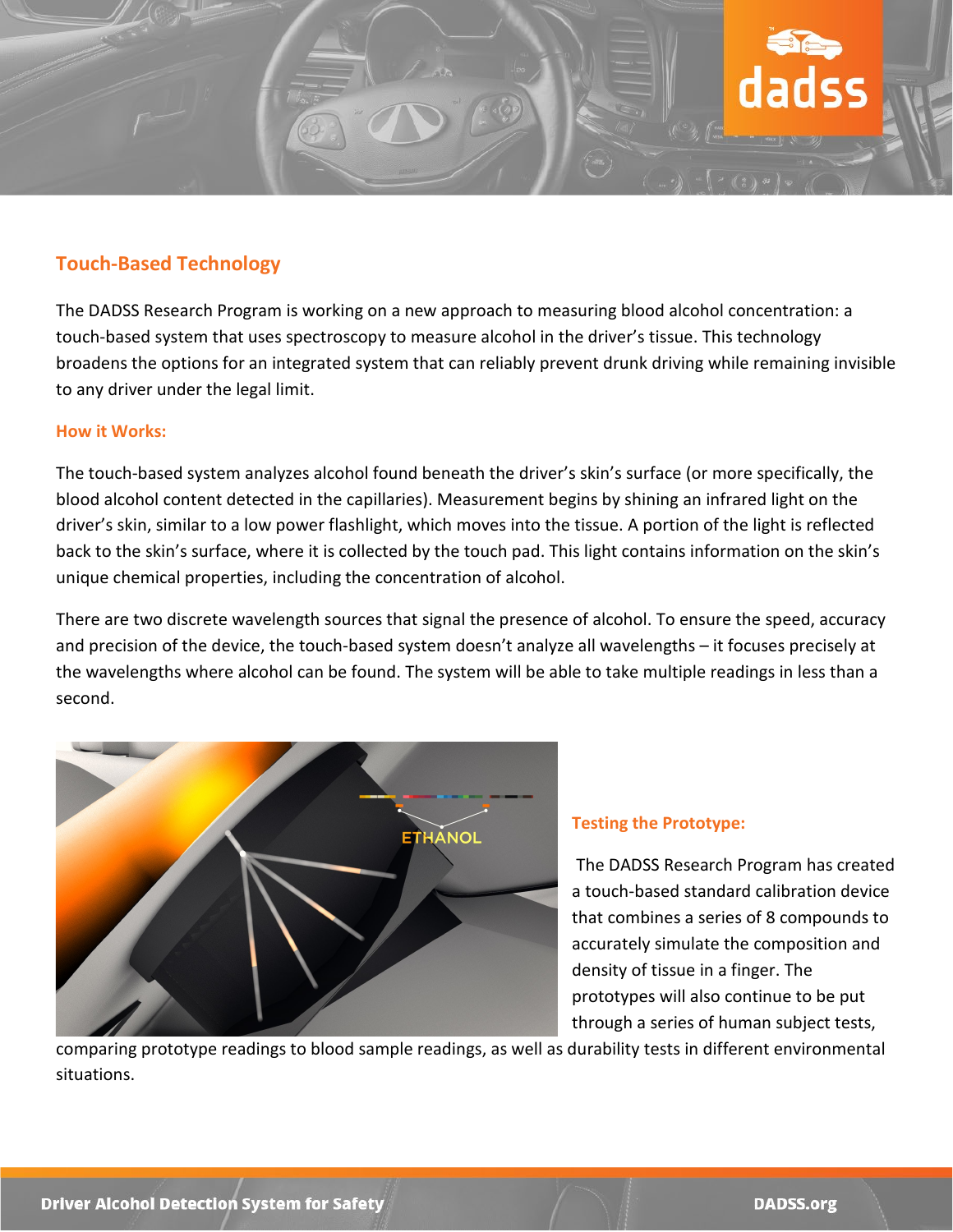## Touch-Based Technology

The DADSS Research Program is working on a new approach to measuring blood alcohol concentration: a touch-based system that uses spectroscopy to measure alcohol in the driver's tissue. This technology broadens the options for an integrated system that can reliably prevent drunk driving while remaining invisible to any driver under the legal limit.

### How it Works:

The touch-based system analyzes alcohol found beneath the driver's skin's surface (or more specifically, the blood alcohol content detected in the capillaries). Measurement begins by shining an infrared light on the driver's skin, similar to a low power flashlight, which moves into the tissue. A portion of the light is reflected back to the skin's surface, where it is collected by the touch pad. This light contains information on the skin's unique chemical properties, including the concentration of alcohol.

There are two discrete wavelength sources that signal the presence of alcohol. To ensure the speed, accuracy and precision of the device, the touch-based system doesn't analyze all wavelengths – it focuses precisely at the wavelengths where alcohol can be found. The system will be able to take multiple readings in less than a second.

### Testing the Prototype:

The DADSS Research Program has created a touch-based standard calibration device that combines a series of 8 compounds to accurately simulate the composition and density of tissue in a finger. The prototypes will also continue to be put through a series of human subject tests, comparing prototype readings to blood sample readings, as well as durability tests in different environmental situations.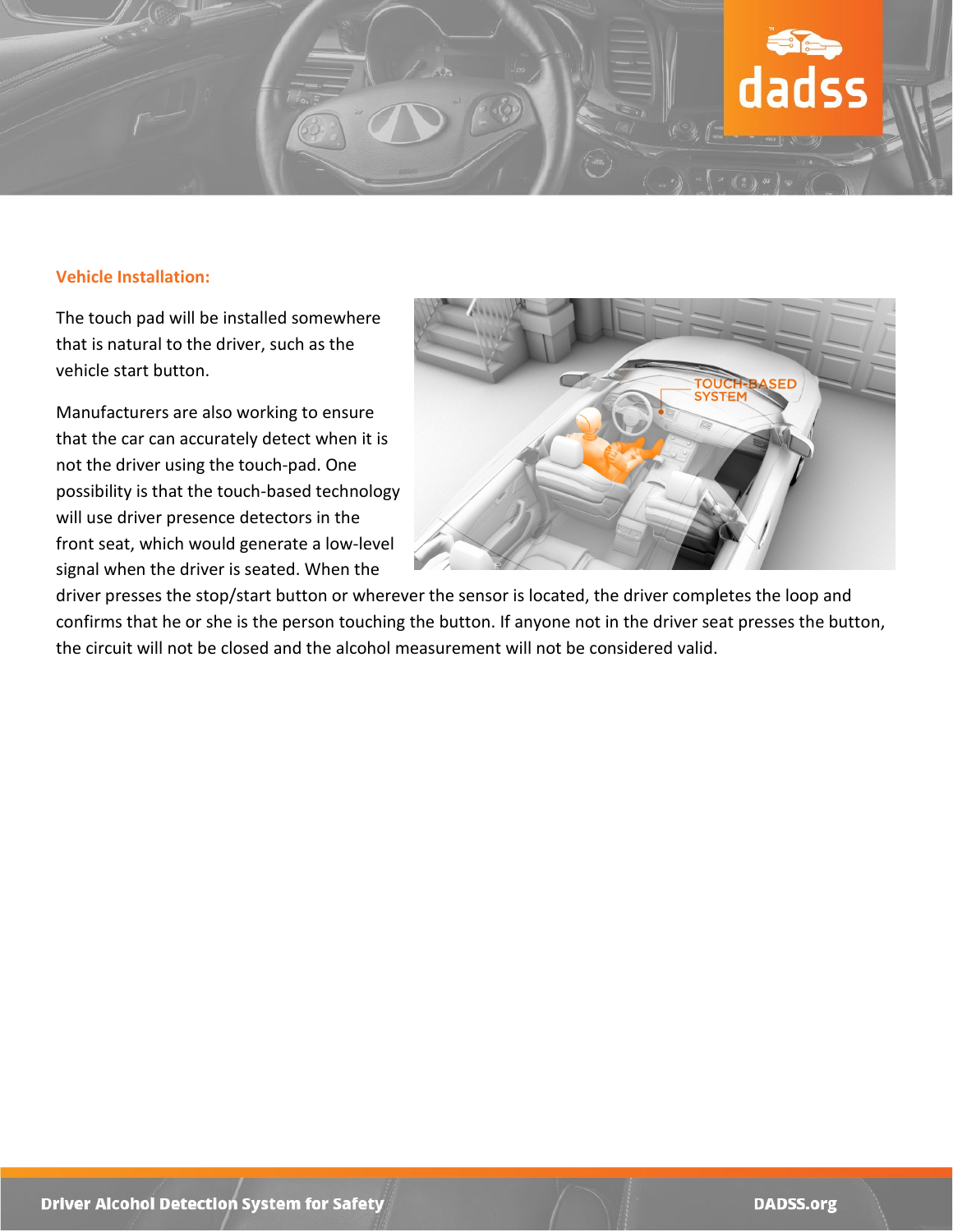## Vehicle Installation:

The touch pad will be installed somewhere that is natural to the driver, such as the vehicle start button.

Manufacturers are also working to ensure that the car can accurately detect when it is not the driver using the touch-pad. One possibility is that the touch-based technology will use driver presence detectors in the front seat, which would generate a low-level signal when the driver is seated. When the driver presses the stop/start button or wherever the sensor is located, the driver completes the loop and confirms that he or she is the person touching the button. If anyone not in the driver seat presses the button, the circuit will not be closed and the alcohol measurement will not be considered valid.